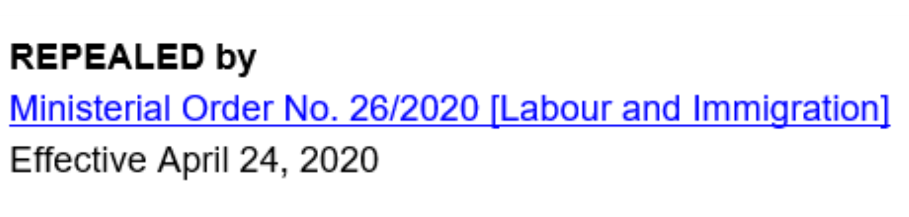**REPEALED by**

[Ministerial Order No. 26/2020 [Labour and Immigration]]

Effective April 24, 2020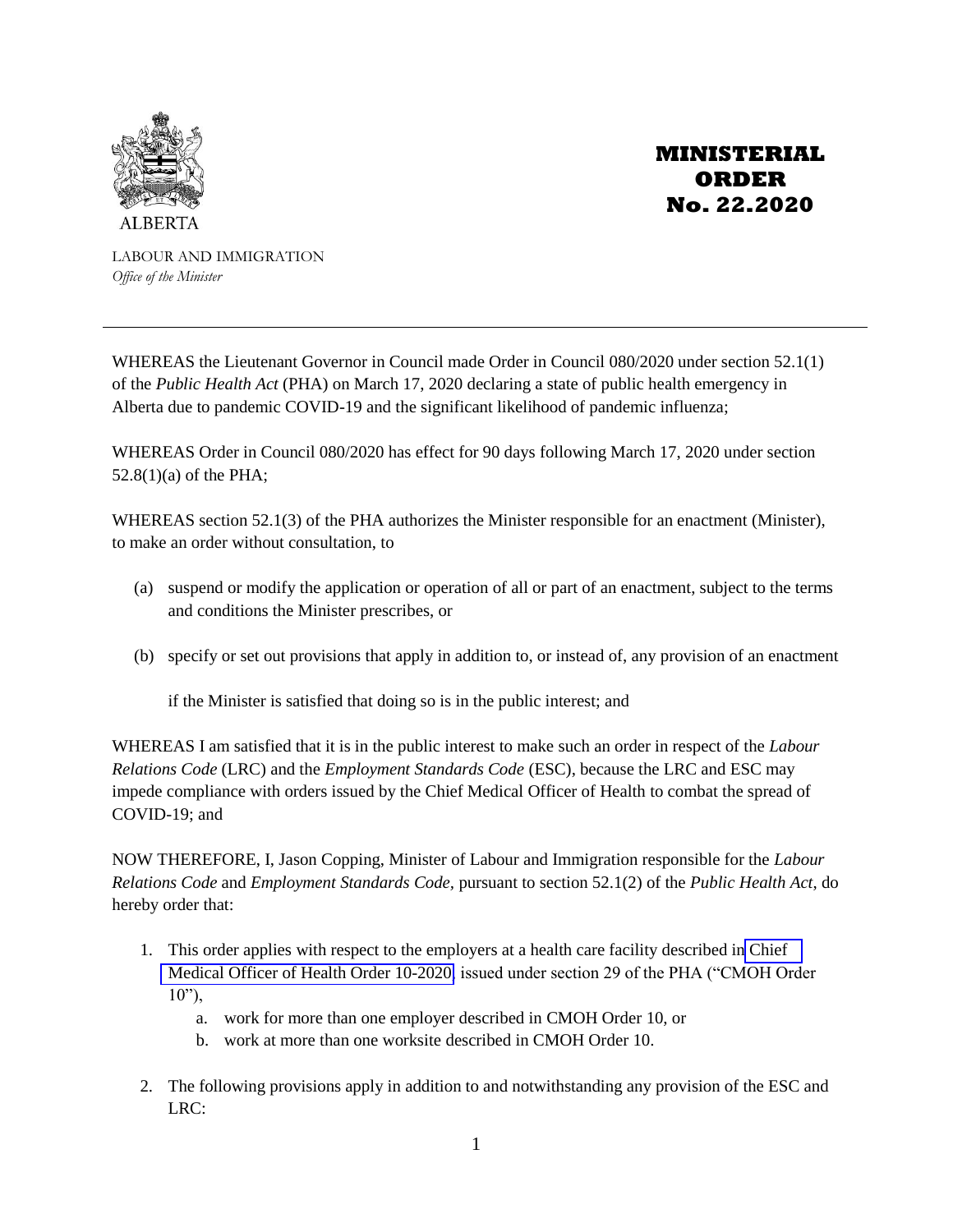ALBERTA

# MINISTERIAL ORDER No. 22.2020

LABOUR AND IMMIGRATION
*Office of the Minister*

---

WHEREAS the Lieutenant Governor in Council made Order in Council 080/2020 under section 52.1(1) of the *Public Health Act* (PHA) on March 17, 2020 declaring a state of public health emergency in Alberta due to pandemic COVID-19 and the significant likelihood of pandemic influenza;

WHEREAS Order in Council 080/2020 has effect for 90 days following March 17, 2020 under section 52.8(1)(a) of the PHA;

WHEREAS section 52.1(3) of the PHA authorizes the Minister responsible for an enactment (Minister), to make an order without consultation, to

(a) suspend or modify the application or operation of all or part of an enactment, subject to the terms and conditions the Minister prescribes, or

(b) specify or set out provisions that apply in addition to, or instead of, any provision of an enactment

if the Minister is satisfied that doing so is in the public interest; and

WHEREAS I am satisfied that it is in the public interest to make such an order in respect of the *Labour Relations Code* (LRC) and the *Employment Standards Code* (ESC), because the LRC and ESC may impede compliance with orders issued by the Chief Medical Officer of Health to combat the spread of COVID-19; and

NOW THEREFORE, I, Jason Copping, Minister of Labour and Immigration responsible for the *Labour Relations Code* and *Employment Standards Code*, pursuant to section 52.1(2) of the *Public Health Act*, do hereby order that:

1. This order applies with respect to the employers at a health care facility described in Chief Medical Officer of Health Order 10-2020 issued under section 29 of the PHA ("CMOH Order 10"),
    a. work for more than one employer described in CMOH Order 10, or
    b. work at more than one worksite described in CMOH Order 10.

2. The following provisions apply in addition to and notwithstanding any provision of the ESC and LRC: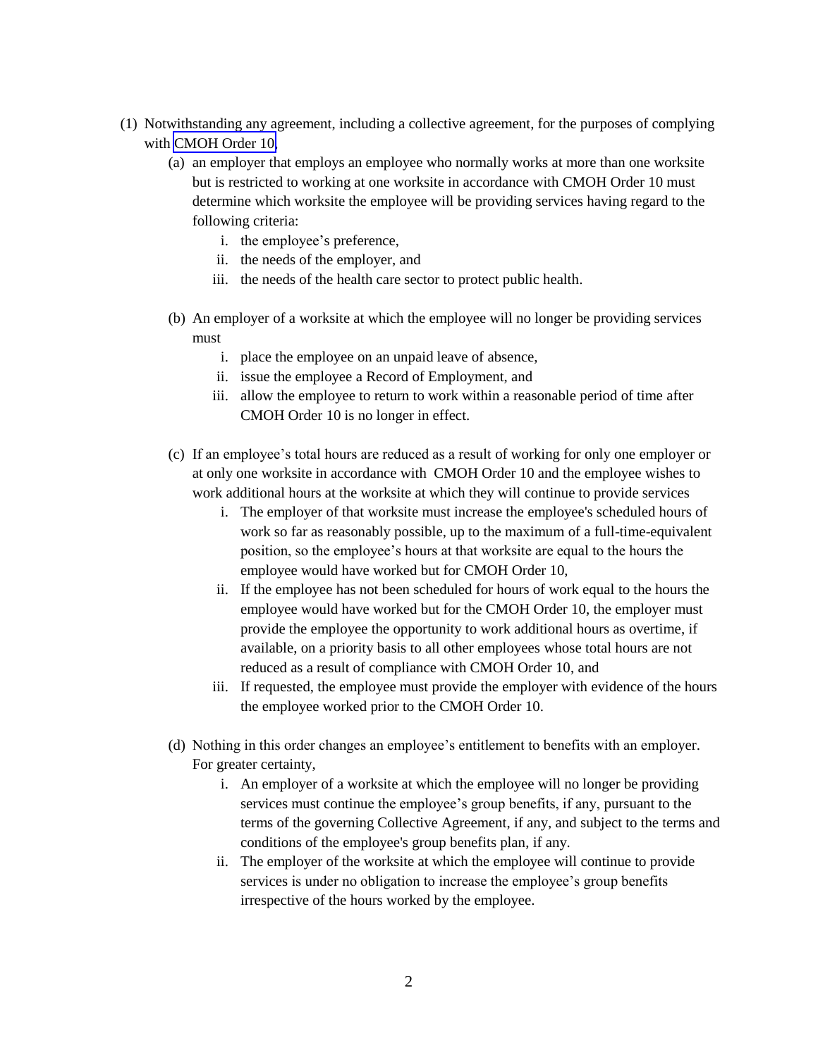(1) Notwithstanding any agreement, including a collective agreement, for the purposes of complying with [CMOH Order 10](CMOH Order 10),

   (a) an employer that employs an employee who normally works at more than one worksite but is restricted to working at one worksite in accordance with CMOH Order 10 must determine which worksite the employee will be providing services having regard to the following criteria:

      i. the employee's preference,
      ii. the needs of the employer, and
      iii. the needs of the health care sector to protect public health.

   (b) An employer of a worksite at which the employee will no longer be providing services must

      i. place the employee on an unpaid leave of absence,
      ii. issue the employee a Record of Employment, and
      iii. allow the employee to return to work within a reasonable period of time after CMOH Order 10 is no longer in effect.

   (c) If an employee's total hours are reduced as a result of working for only one employer or at only one worksite in accordance with CMOH Order 10 and the employee wishes to work additional hours at the worksite at which they will continue to provide services

      i. The employer of that worksite must increase the employee's scheduled hours of work so far as reasonably possible, up to the maximum of a full-time-equivalent position, so the employee's hours at that worksite are equal to the hours the employee would have worked but for CMOH Order 10,
      ii. If the employee has not been scheduled for hours of work equal to the hours the employee would have worked but for the CMOH Order 10, the employer must provide the employee the opportunity to work additional hours as overtime, if available, on a priority basis to all other employees whose total hours are not reduced as a result of compliance with CMOH Order 10, and
      iii. If requested, the employee must provide the employer with evidence of the hours the employee worked prior to the CMOH Order 10.

   (d) Nothing in this order changes an employee's entitlement to benefits with an employer. For greater certainty,

      i. An employer of a worksite at which the employee will no longer be providing services must continue the employee's group benefits, if any, pursuant to the terms of the governing Collective Agreement, if any, and subject to the terms and conditions of the employee's group benefits plan, if any.
      ii. The employer of the worksite at which the employee will continue to provide services is under no obligation to increase the employee's group benefits irrespective of the hours worked by the employee.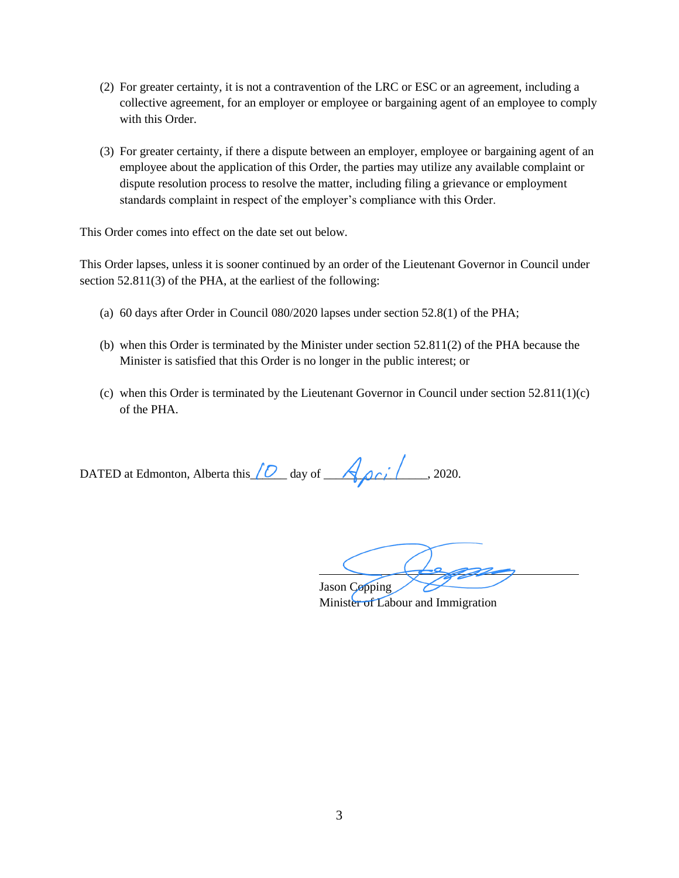(2) For greater certainty, it is not a contravention of the LRC or ESC or an agreement, including a collective agreement, for an employer or employee or bargaining agent of an employee to comply with this Order.

(3) For greater certainty, if there a dispute between an employer, employee or bargaining agent of an employee about the application of this Order, the parties may utilize any available complaint or dispute resolution process to resolve the matter, including filing a grievance or employment standards complaint in respect of the employer's compliance with this Order.

This Order comes into effect on the date set out below.

This Order lapses, unless it is sooner continued by an order of the Lieutenant Governor in Council under section 52.811(3) of the PHA, at the earliest of the following:

(a) 60 days after Order in Council 080/2020 lapses under section 52.8(1) of the PHA;

(b) when this Order is terminated by the Minister under section 52.811(2) of the PHA because the Minister is satisfied that this Order is no longer in the public interest; or

(c) when this Order is terminated by the Lieutenant Governor in Council under section 52.811(1)(c) of the PHA.

DATED at Edmonton, Alberta this 10 day of April, 2020.

Jason Copping
Minister of Labour and Immigration